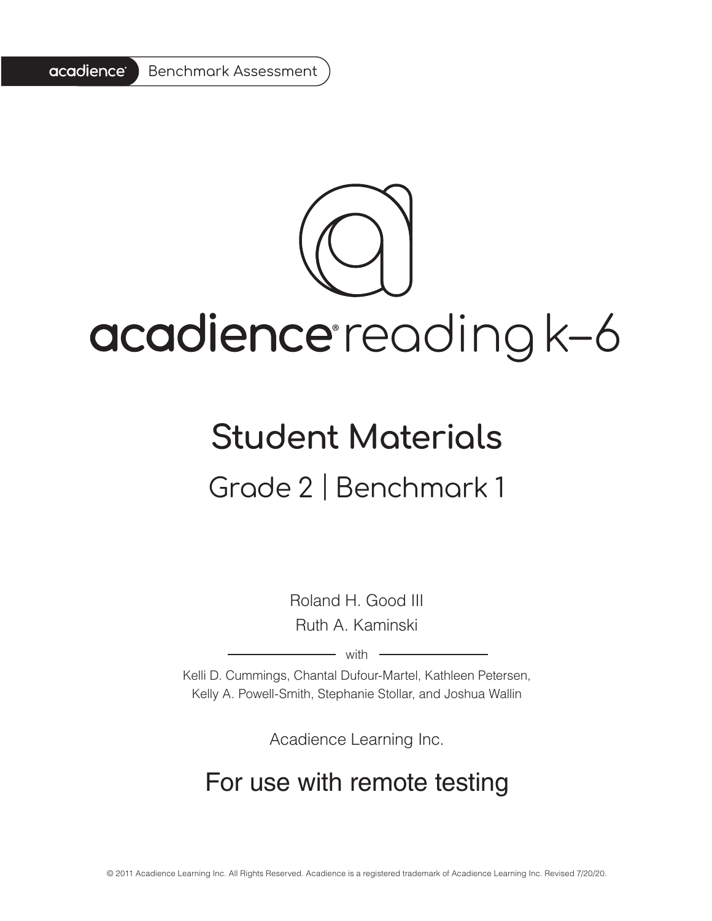acadience® Benchmark Assessment

# acadience® reading k–6

## Student Materials

### Grade 2 | Benchmark 1

Roland H. Good III
Ruth A. Kaminski

with

Kelli D. Cummings, Chantal Dufour-Martel, Kathleen Petersen, Kelly A. Powell-Smith, Stephanie Stollar, and Joshua Wallin

Acadience Learning Inc.

## For use with remote testing

© 2011 Acadience Learning Inc. All Rights Reserved. Acadience is a registered trademark of Acadience Learning Inc. Revised 7/20/20.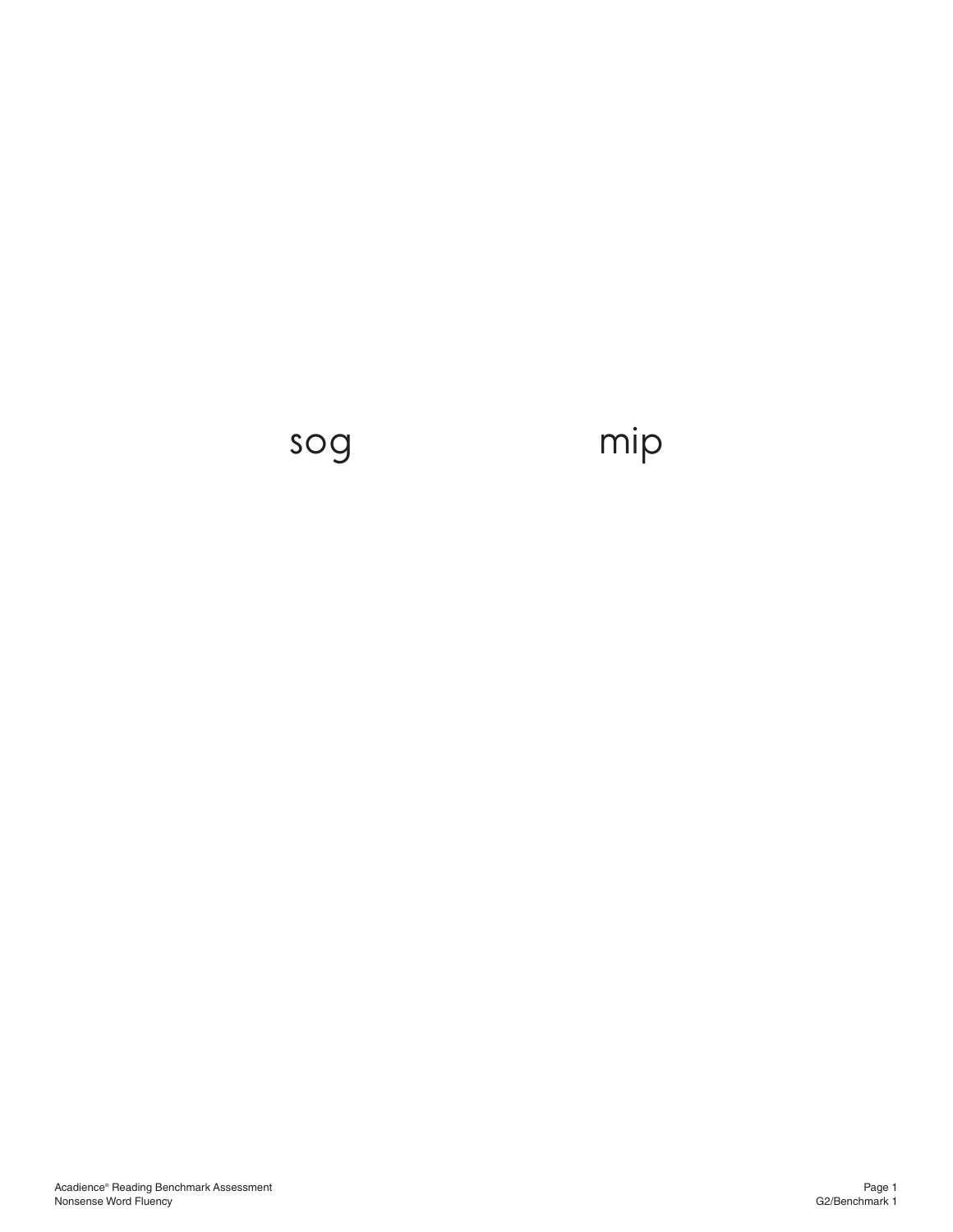sog mip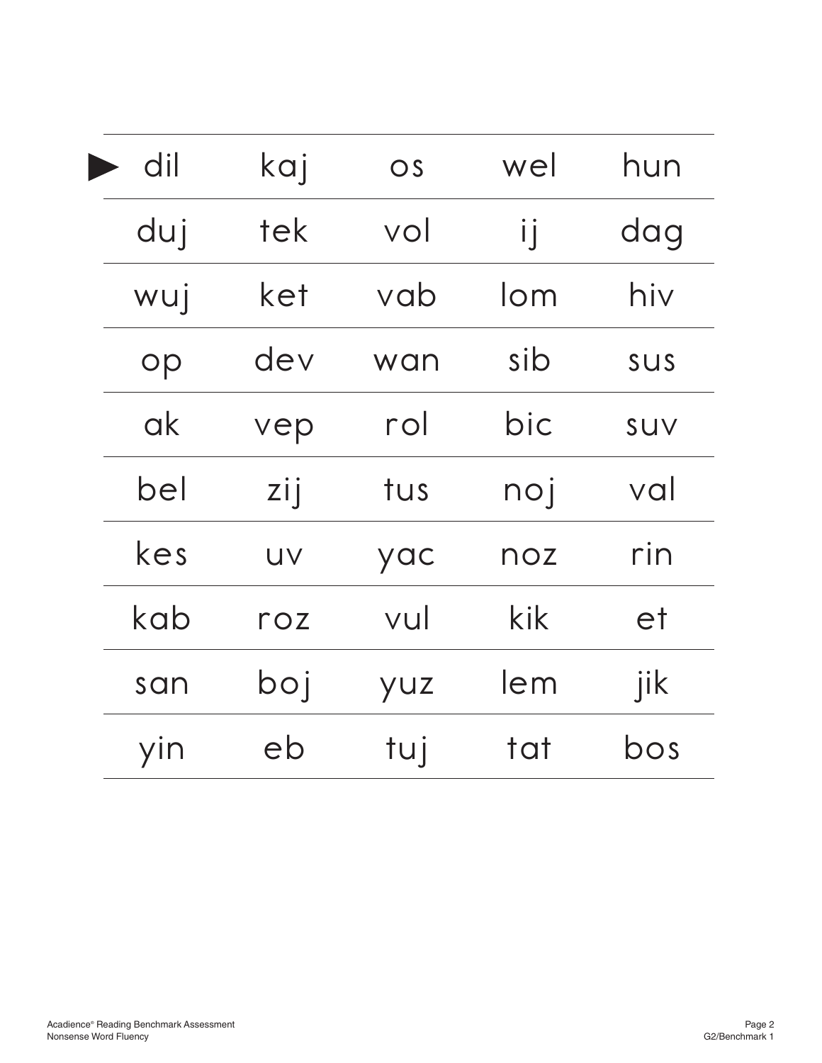| ► dil | kaj | os | wel | hun |
|---|---|---|---|---|
| duj | tek | vol | ij | dag |
| wuj | ket | vab | lom | hiv |
| op | dev | wan | sib | sus |
| ak | vep | rol | bic | suv |
| bel | zij | tus | noj | val |
| kes | uv | yac | noz | rin |
| kab | roz | vul | kik | et |
| san | boj | yuz | lem | jik |
| yin | eb | tuj | tat | bos |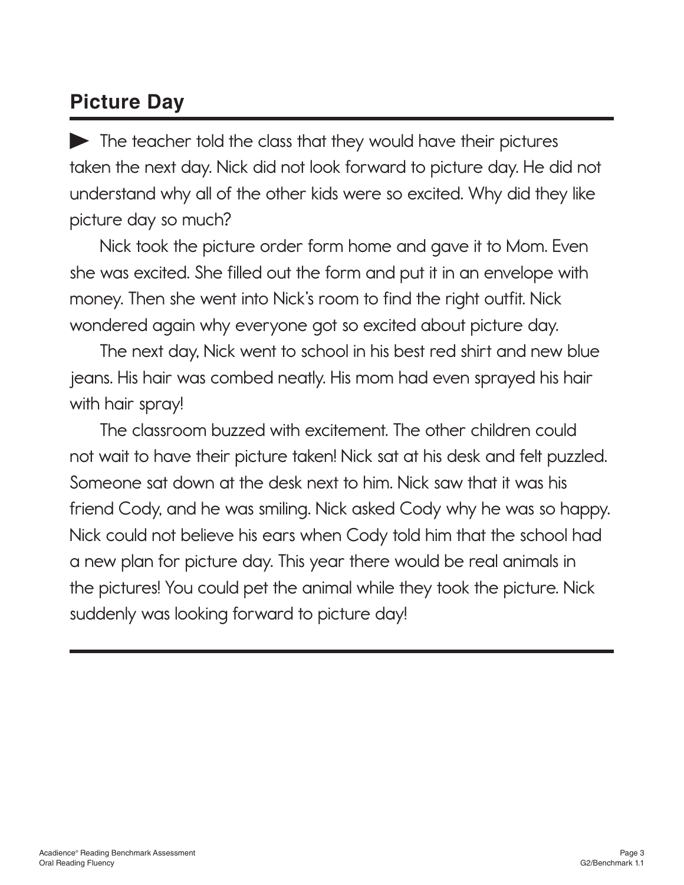## Picture Day

▶ The teacher told the class that they would have their pictures taken the next day. Nick did not look forward to picture day. He did not understand why all of the other kids were so excited. Why did they like picture day so much?

Nick took the picture order form home and gave it to Mom. Even she was excited. She filled out the form and put it in an envelope with money. Then she went into Nick's room to find the right outfit. Nick wondered again why everyone got so excited about picture day.

The next day, Nick went to school in his best red shirt and new blue jeans. His hair was combed neatly. His mom had even sprayed his hair with hair spray!

The classroom buzzed with excitement. The other children could not wait to have their picture taken! Nick sat at his desk and felt puzzled. Someone sat down at the desk next to him. Nick saw that it was his friend Cody, and he was smiling. Nick asked Cody why he was so happy. Nick could not believe his ears when Cody told him that the school had a new plan for picture day. This year there would be real animals in the pictures! You could pet the animal while they took the picture. Nick suddenly was looking forward to picture day!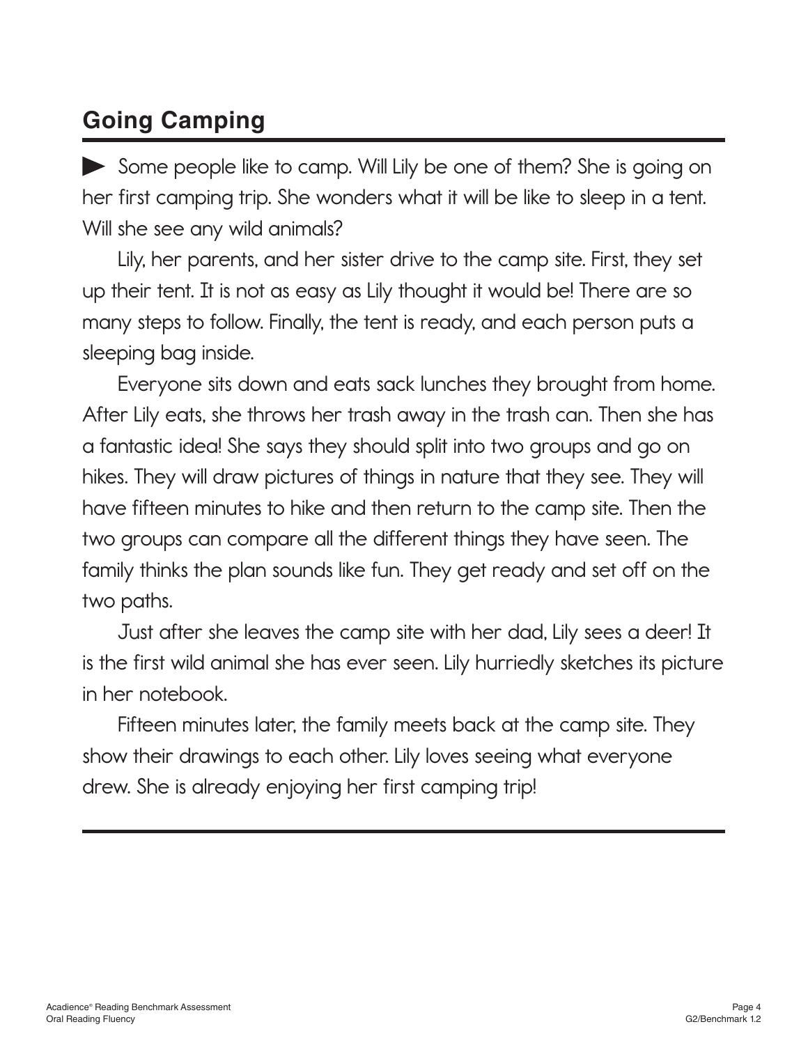## Going Camping

► Some people like to camp. Will Lily be one of them? She is going on her first camping trip. She wonders what it will be like to sleep in a tent. Will she see any wild animals?

Lily, her parents, and her sister drive to the camp site. First, they set up their tent. It is not as easy as Lily thought it would be! There are so many steps to follow. Finally, the tent is ready, and each person puts a sleeping bag inside.

Everyone sits down and eats sack lunches they brought from home. After Lily eats, she throws her trash away in the trash can. Then she has a fantastic idea! She says they should split into two groups and go on hikes. They will draw pictures of things in nature that they see. They will have fifteen minutes to hike and then return to the camp site. Then the two groups can compare all the different things they have seen. The family thinks the plan sounds like fun. They get ready and set off on the two paths.

Just after she leaves the camp site with her dad, Lily sees a deer! It is the first wild animal she has ever seen. Lily hurriedly sketches its picture in her notebook.

Fifteen minutes later, the family meets back at the camp site. They show their drawings to each other. Lily loves seeing what everyone drew. She is already enjoying her first camping trip!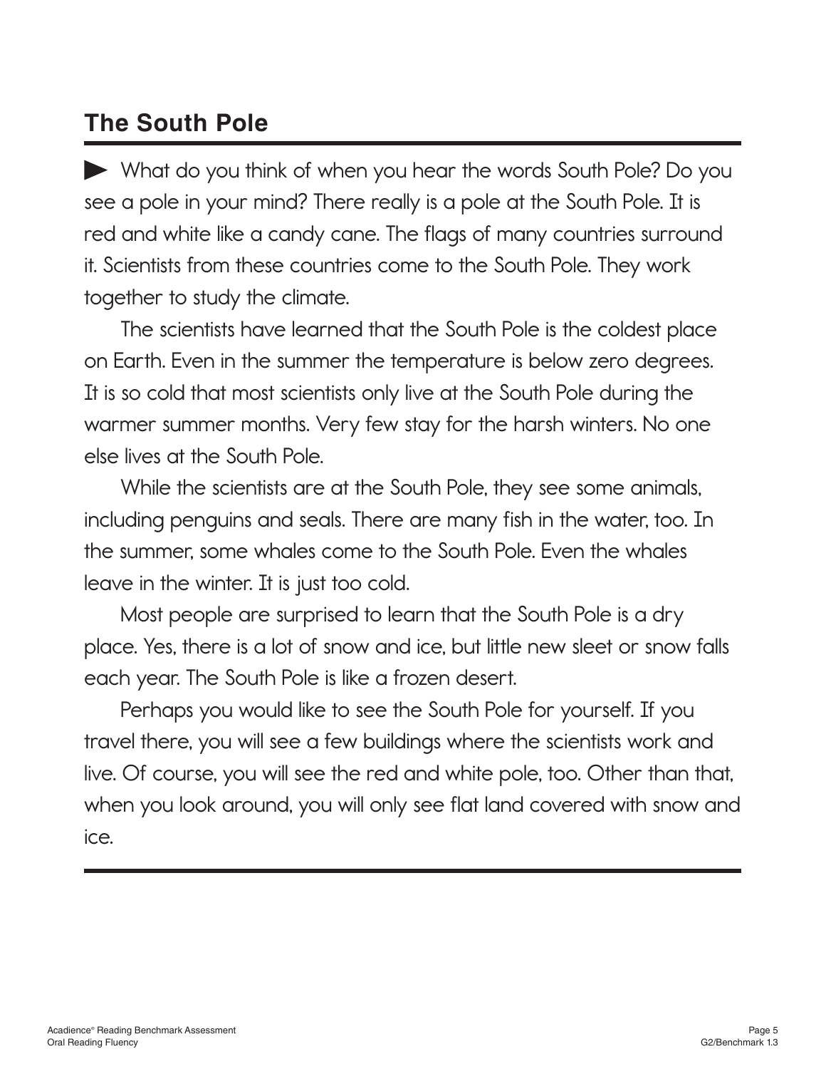## The South Pole

What do you think of when you hear the words South Pole? Do you see a pole in your mind? There really is a pole at the South Pole. It is red and white like a candy cane. The flags of many countries surround it. Scientists from these countries come to the South Pole. They work together to study the climate.

The scientists have learned that the South Pole is the coldest place on Earth. Even in the summer the temperature is below zero degrees. It is so cold that most scientists only live at the South Pole during the warmer summer months. Very few stay for the harsh winters. No one else lives at the South Pole.

While the scientists are at the South Pole, they see some animals, including penguins and seals. There are many fish in the water, too. In the summer, some whales come to the South Pole. Even the whales leave in the winter. It is just too cold.

Most people are surprised to learn that the South Pole is a dry place. Yes, there is a lot of snow and ice, but little new sleet or snow falls each year. The South Pole is like a frozen desert.

Perhaps you would like to see the South Pole for yourself. If you travel there, you will see a few buildings where the scientists work and live. Of course, you will see the red and white pole, too. Other than that, when you look around, you will only see flat land covered with snow and ice.